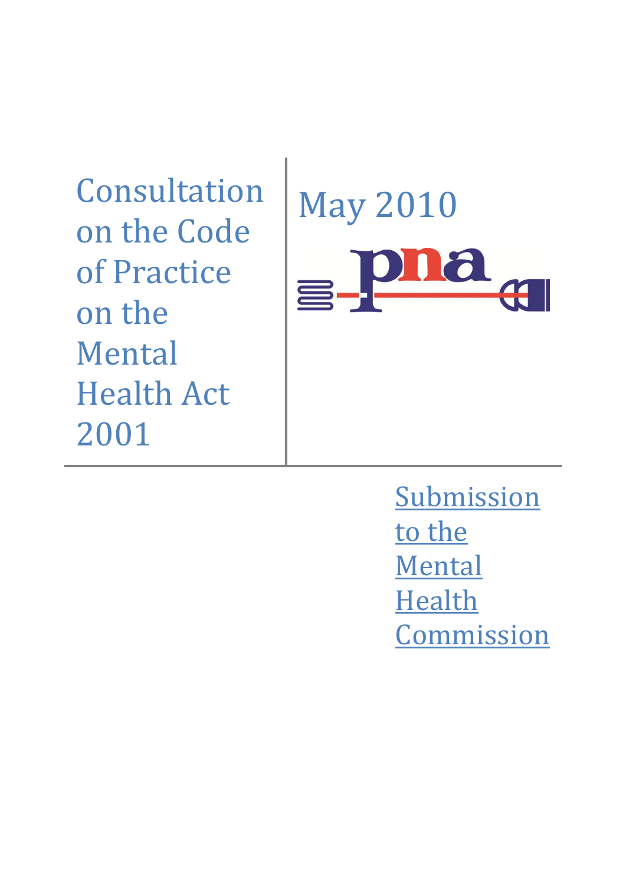# Consultation on the Code of Practice on the Mental Health Act 2001

May 2010

pna

Submission to the Mental Health Commission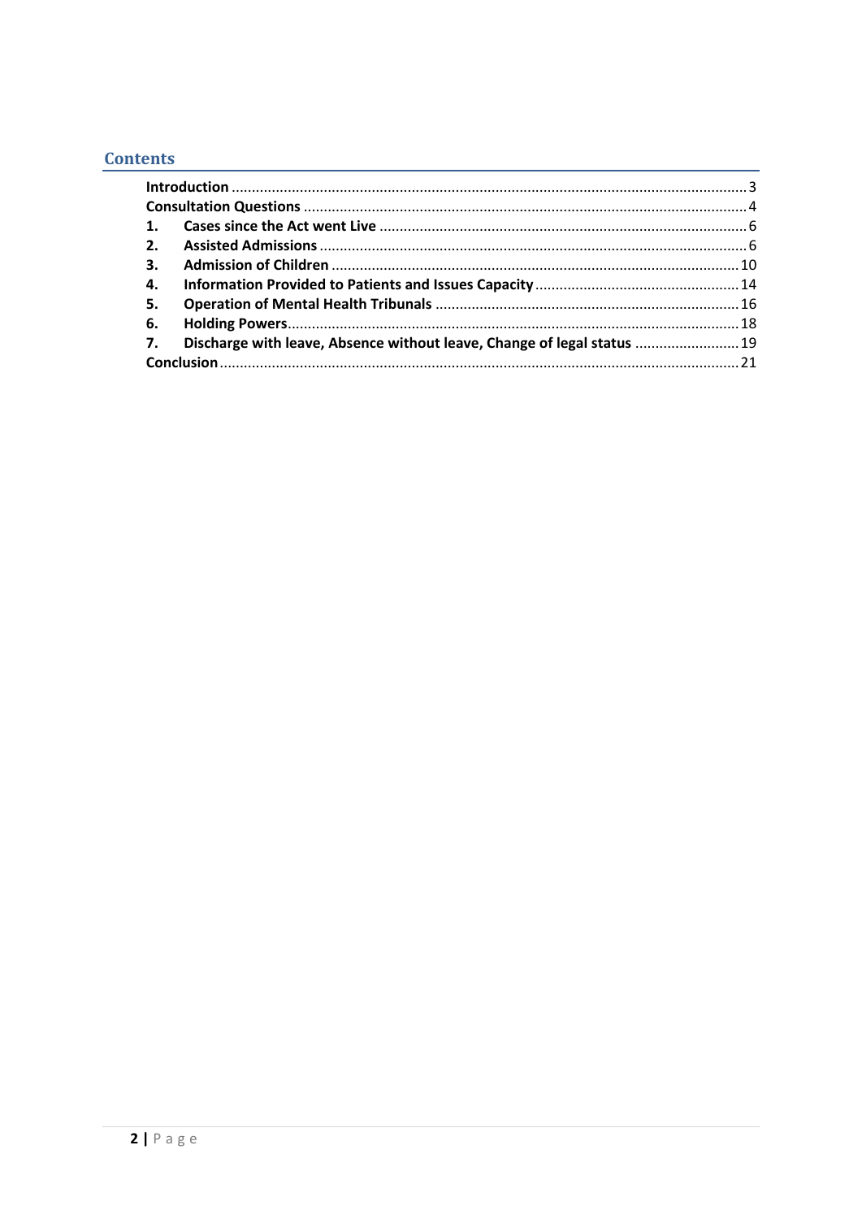## Contents

- **Introduction** ... 3
- **Consultation Questions** ... 4
- **1. Cases since the Act went Live** ... 6
- **2. Assisted Admissions** ... 6
- **3. Admission of Children** ... 10
- **4. Information Provided to Patients and Issues Capacity** ... 14
- **5. Operation of Mental Health Tribunals** ... 16
- **6. Holding Powers** ... 18
- **7. Discharge with leave, Absence without leave, Change of legal status** ... 19
- **Conclusion** ... 21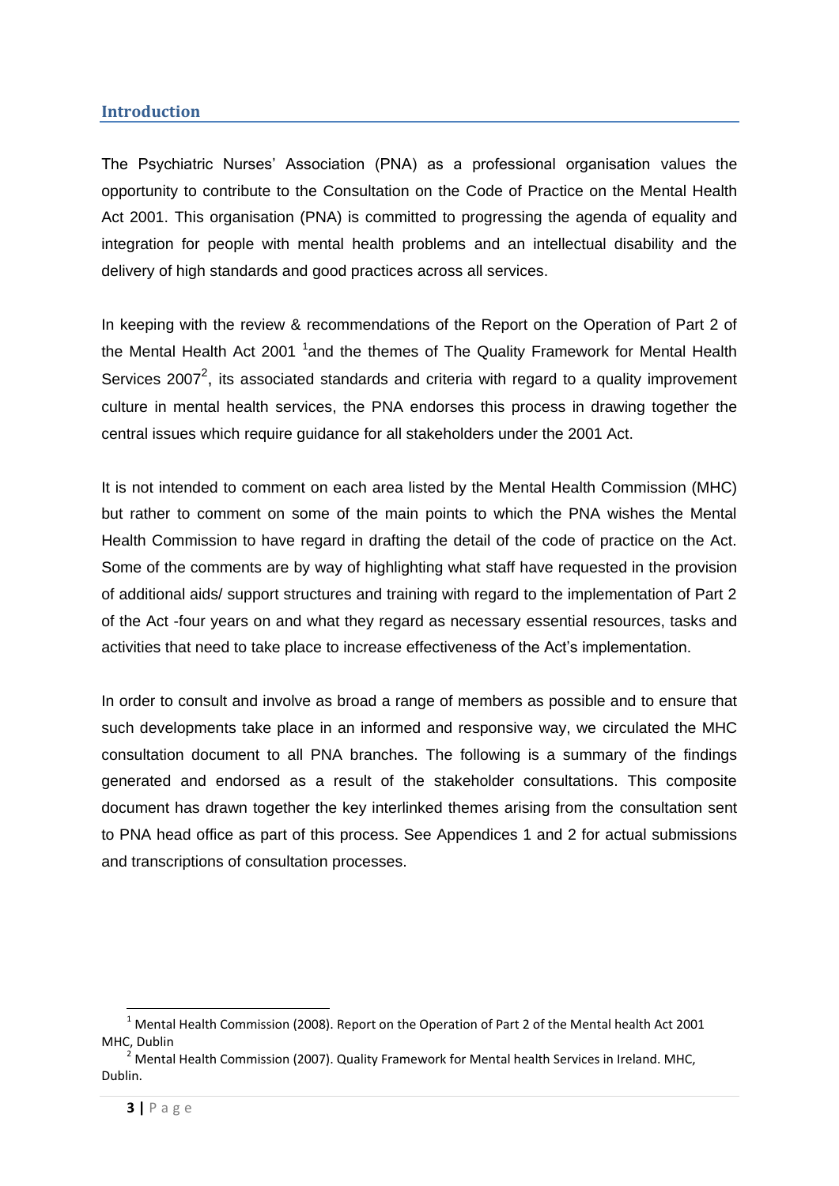## Introduction

The Psychiatric Nurses' Association (PNA) as a professional organisation values the opportunity to contribute to the Consultation on the Code of Practice on the Mental Health Act 2001. This organisation (PNA) is committed to progressing the agenda of equality and integration for people with mental health problems and an intellectual disability and the delivery of high standards and good practices across all services.

In keeping with the review & recommendations of the Report on the Operation of Part 2 of the Mental Health Act 2001 [1]and the themes of The Quality Framework for Mental Health Services 2007[2], its associated standards and criteria with regard to a quality improvement culture in mental health services, the PNA endorses this process in drawing together the central issues which require guidance for all stakeholders under the 2001 Act.

It is not intended to comment on each area listed by the Mental Health Commission (MHC) but rather to comment on some of the main points to which the PNA wishes the Mental Health Commission to have regard in drafting the detail of the code of practice on the Act. Some of the comments are by way of highlighting what staff have requested in the provision of additional aids/ support structures and training with regard to the implementation of Part 2 of the Act -four years on and what they regard as necessary essential resources, tasks and activities that need to take place to increase effectiveness of the Act's implementation.

In order to consult and involve as broad a range of members as possible and to ensure that such developments take place in an informed and responsive way, we circulated the MHC consultation document to all PNA branches. The following is a summary of the findings generated and endorsed as a result of the stakeholder consultations. This composite document has drawn together the key interlinked themes arising from the consultation sent to PNA head office as part of this process. See Appendices 1 and 2 for actual submissions and transcriptions of consultation processes.

---

[1] Mental Health Commission (2008). Report on the Operation of Part 2 of the Mental health Act 2001 MHC, Dublin

[2] Mental Health Commission (2007). Quality Framework for Mental health Services in Ireland. MHC, Dublin.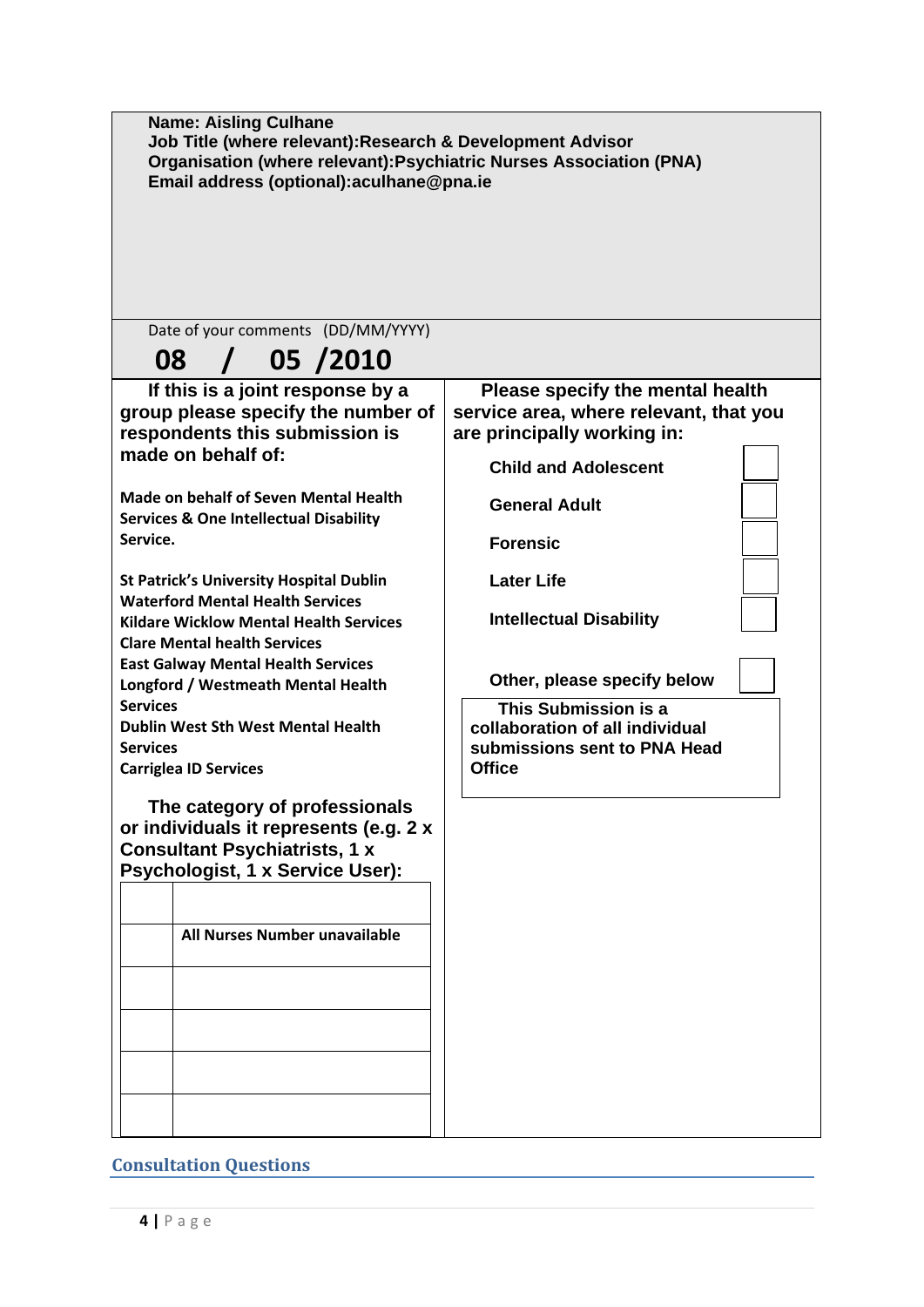**Name: Aisling Culhane**
**Job Title (where relevant):Research & Development Advisor**
**Organisation (where relevant):Psychiatric Nurses Association (PNA)**
**Email address (optional):aculhane@pna.ie**

Date of your comments (DD/MM/YYYY)

**08 / 05 /2010**

**If this is a joint response by a group please specify the number of respondents this submission is made on behalf of:**

**Made on behalf of Seven Mental Health Services & One Intellectual Disability Service.**

**St Patrick's University Hospital Dublin**
**Waterford Mental Health Services**
**Kildare Wicklow Mental Health Services**
**Clare Mental health Services**
**East Galway Mental Health Services**
**Longford / Westmeath Mental Health Services**
**Dublin West Sth West Mental Health Services**
**Carriglea ID Services**

**The category of professionals or individuals it represents (e.g. 2 x Consultant Psychiatrists, 1 x Psychologist, 1 x Service User):**

| | |
|---|---|
| | |
| | **All Nurses Number unavailable** |
| | |
| | |
| | |
| | |

**Please specify the mental health service area, where relevant, that you are principally working in:**

- **Child and Adolescent** ☐
- **General Adult** ☐
- **Forensic** ☐
- **Later Life** ☐
- **Intellectual Disability** ☐
- **Other, please specify below** ☐

**This Submission is a collaboration of all individual submissions sent to PNA Head Office**

## Consultation Questions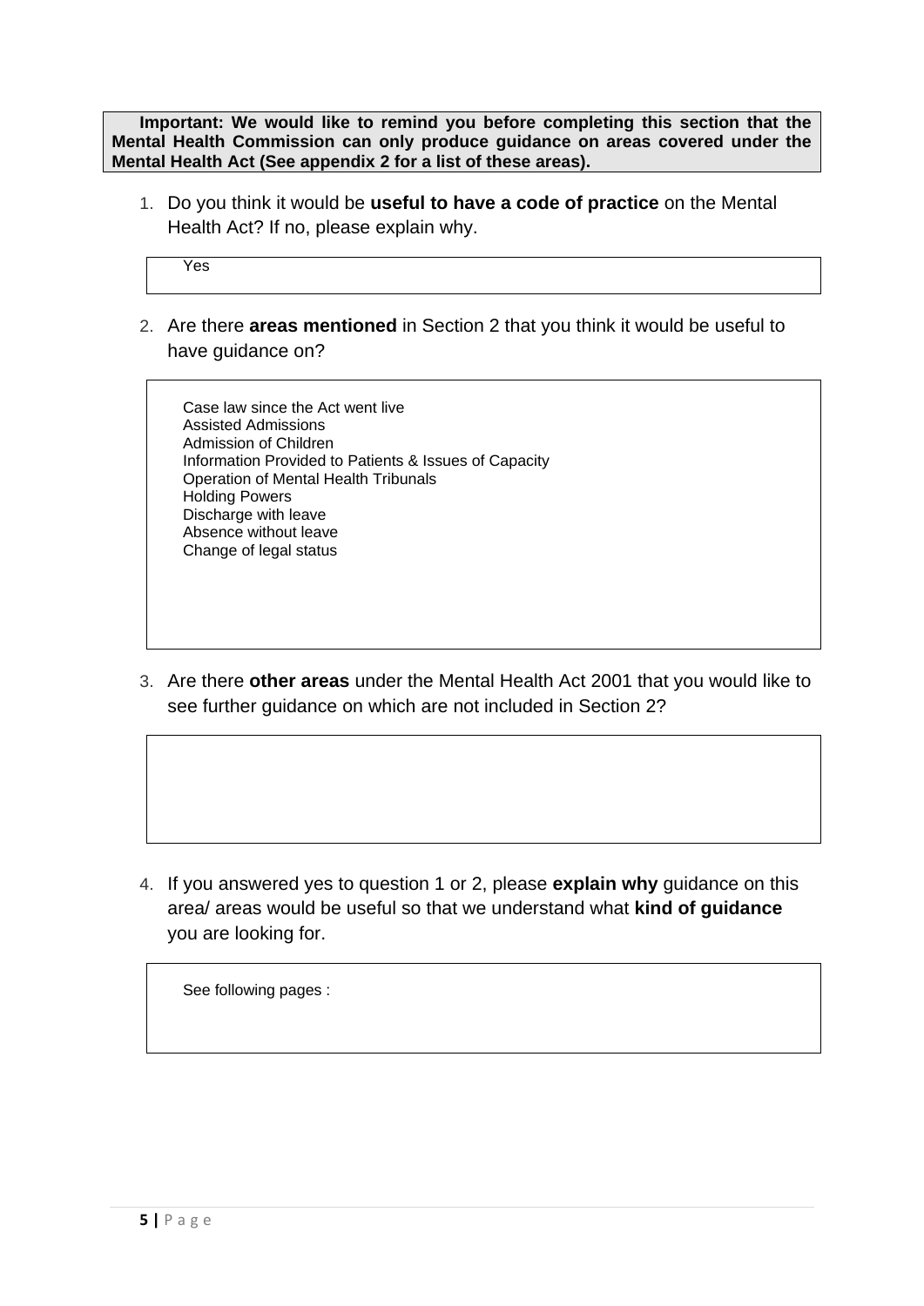**Important: We would like to remind you before completing this section that the Mental Health Commission can only produce guidance on areas covered under the Mental Health Act (See appendix 2 for a list of these areas).**

1. Do you think it would be **useful to have a code of practice** on the Mental Health Act? If no, please explain why.

   Yes

2. Are there **areas mentioned** in Section 2 that you think it would be useful to have guidance on?

   Case law since the Act went live
   Assisted Admissions
   Admission of Children
   Information Provided to Patients & Issues of Capacity
   Operation of Mental Health Tribunals
   Holding Powers
   Discharge with leave
   Absence without leave
   Change of legal status

3. Are there **other areas** under the Mental Health Act 2001 that you would like to see further guidance on which are not included in Section 2?

4. If you answered yes to question 1 or 2, please **explain why** guidance on this area/ areas would be useful so that we understand what **kind of guidance** you are looking for.

   See following pages :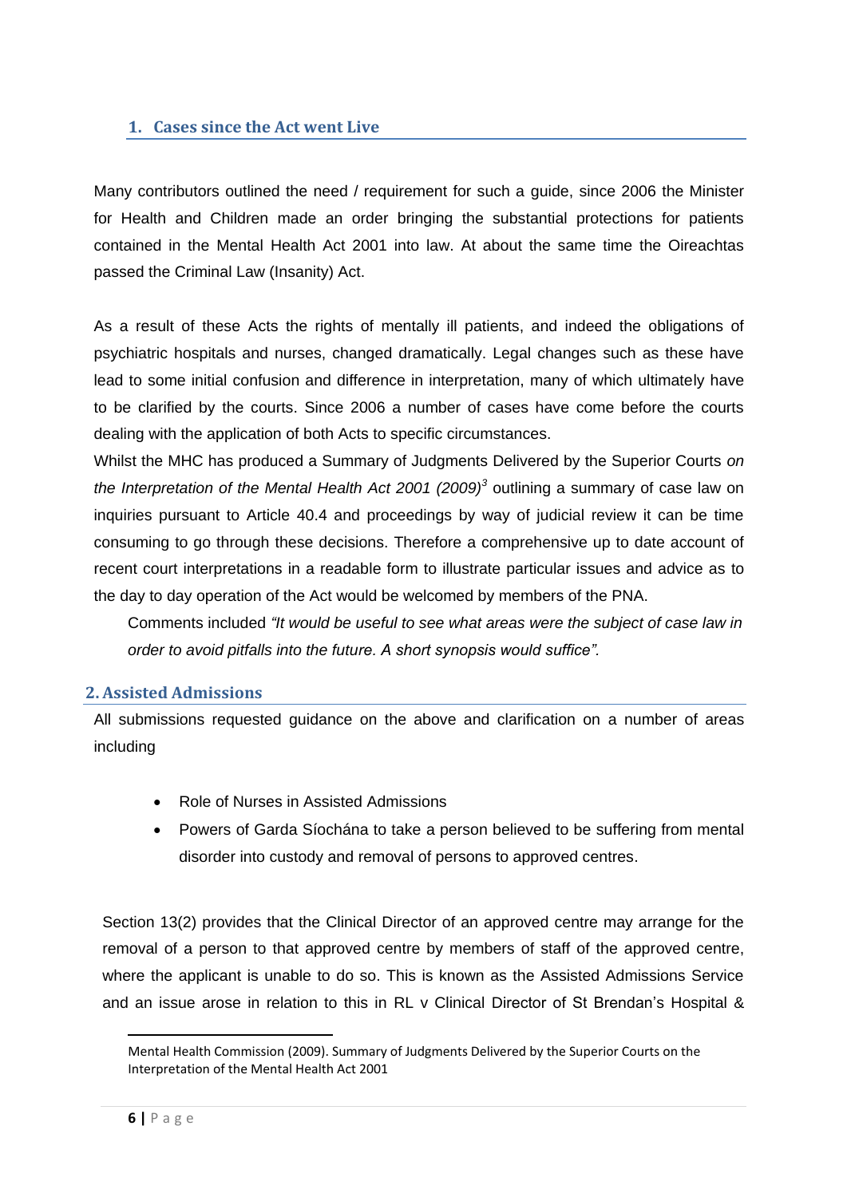## 1. Cases since the Act went Live

Many contributors outlined the need / requirement for such a guide, since 2006 the Minister for Health and Children made an order bringing the substantial protections for patients contained in the Mental Health Act 2001 into law. At about the same time the Oireachtas passed the Criminal Law (Insanity) Act.

As a result of these Acts the rights of mentally ill patients, and indeed the obligations of psychiatric hospitals and nurses, changed dramatically. Legal changes such as these have lead to some initial confusion and difference in interpretation, many of which ultimately have to be clarified by the courts. Since 2006 a number of cases have come before the courts dealing with the application of both Acts to specific circumstances.

Whilst the MHC has produced a Summary of Judgments Delivered by the Superior Courts *on the Interpretation of the Mental Health Act 2001 (2009)*[3] outlining a summary of case law on inquiries pursuant to Article 40.4 and proceedings by way of judicial review it can be time consuming to go through these decisions. Therefore a comprehensive up to date account of recent court interpretations in a readable form to illustrate particular issues and advice as to the day to day operation of the Act would be welcomed by members of the PNA.

> Comments included *"It would be useful to see what areas were the subject of case law in order to avoid pitfalls into the future. A short synopsis would suffice".*

## 2. Assisted Admissions

All submissions requested guidance on the above and clarification on a number of areas including

- Role of Nurses in Assisted Admissions
- Powers of Garda Síochána to take a person believed to be suffering from mental disorder into custody and removal of persons to approved centres.

Section 13(2) provides that the Clinical Director of an approved centre may arrange for the removal of a person to that approved centre by members of staff of the approved centre, where the applicant is unable to do so. This is known as the Assisted Admissions Service and an issue arose in relation to this in RL v Clinical Director of St Brendan's Hospital &

---

[3] Mental Health Commission (2009). Summary of Judgments Delivered by the Superior Courts on the Interpretation of the Mental Health Act 2001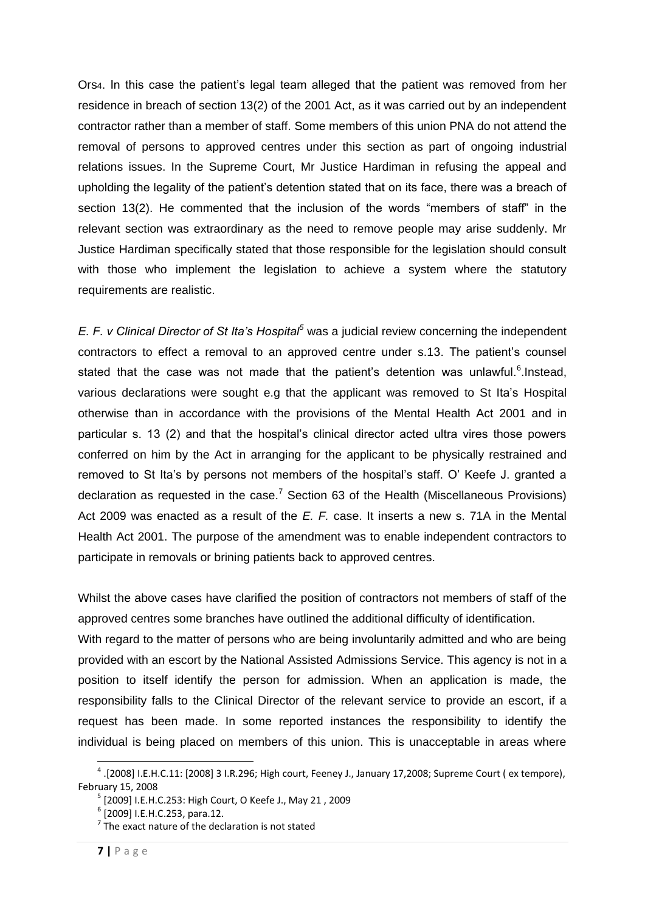Ors[4]. In this case the patient's legal team alleged that the patient was removed from her residence in breach of section 13(2) of the 2001 Act, as it was carried out by an independent contractor rather than a member of staff. Some members of this union PNA do not attend the removal of persons to approved centres under this section as part of ongoing industrial relations issues. In the Supreme Court, Mr Justice Hardiman in refusing the appeal and upholding the legality of the patient's detention stated that on its face, there was a breach of section 13(2). He commented that the inclusion of the words "members of staff" in the relevant section was extraordinary as the need to remove people may arise suddenly. Mr Justice Hardiman specifically stated that those responsible for the legislation should consult with those who implement the legislation to achieve a system where the statutory requirements are realistic.

*E. F. v Clinical Director of St Ita's Hospital*[5] was a judicial review concerning the independent contractors to effect a removal to an approved centre under s.13. The patient's counsel stated that the case was not made that the patient's detention was unlawful.[6].Instead, various declarations were sought e.g that the applicant was removed to St Ita's Hospital otherwise than in accordance with the provisions of the Mental Health Act 2001 and in particular s. 13 (2) and that the hospital's clinical director acted ultra vires those powers conferred on him by the Act in arranging for the applicant to be physically restrained and removed to St Ita's by persons not members of the hospital's staff. O' Keefe J. granted a declaration as requested in the case.[7] Section 63 of the Health (Miscellaneous Provisions) Act 2009 was enacted as a result of the *E. F.* case. It inserts a new s. 71A in the Mental Health Act 2001. The purpose of the amendment was to enable independent contractors to participate in removals or brining patients back to approved centres.

Whilst the above cases have clarified the position of contractors not members of staff of the approved centres some branches have outlined the additional difficulty of identification.

With regard to the matter of persons who are being involuntarily admitted and who are being provided with an escort by the National Assisted Admissions Service. This agency is not in a position to itself identify the person for admission. When an application is made, the responsibility falls to the Clinical Director of the relevant service to provide an escort, if a request has been made. In some reported instances the responsibility to identify the individual is being placed on members of this union. This is unacceptable in areas where

---

[4] .[2008] I.E.H.C.11: [2008] 3 I.R.296; High court, Feeney J., January 17,2008; Supreme Court ( ex tempore), February 15, 2008

[5] [2009] I.E.H.C.253: High Court, O Keefe J., May 21 , 2009

[6] [2009] I.E.H.C.253, para.12.

[7] The exact nature of the declaration is not stated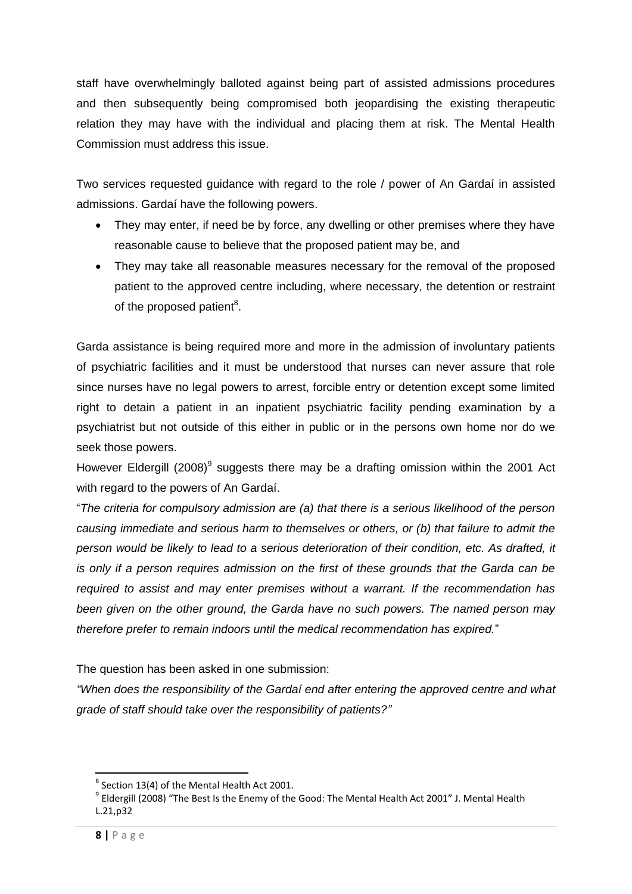staff have overwhelmingly balloted against being part of assisted admissions procedures and then subsequently being compromised both jeopardising the existing therapeutic relation they may have with the individual and placing them at risk. The Mental Health Commission must address this issue.

Two services requested guidance with regard to the role / power of An Gardaí in assisted admissions. Gardaí have the following powers.

- They may enter, if need be by force, any dwelling or other premises where they have reasonable cause to believe that the proposed patient may be, and
- They may take all reasonable measures necessary for the removal of the proposed patient to the approved centre including, where necessary, the detention or restraint of the proposed patient[8].

Garda assistance is being required more and more in the admission of involuntary patients of psychiatric facilities and it must be understood that nurses can never assure that role since nurses have no legal powers to arrest, forcible entry or detention except some limited right to detain a patient in an inpatient psychiatric facility pending examination by a psychiatrist but not outside of this either in public or in the persons own home nor do we seek those powers.

However Eldergill (2008)[9] suggests there may be a drafting omission within the 2001 Act with regard to the powers of An Gardaí.

"*The criteria for compulsory admission are (a) that there is a serious likelihood of the person causing immediate and serious harm to themselves or others, or (b) that failure to admit the person would be likely to lead to a serious deterioration of their condition, etc. As drafted, it is only if a person requires admission on the first of these grounds that the Garda can be required to assist and may enter premises without a warrant. If the recommendation has been given on the other ground, the Garda have no such powers. The named person may therefore prefer to remain indoors until the medical recommendation has expired.*"

The question has been asked in one submission:

*"When does the responsibility of the Gardaí end after entering the approved centre and what grade of staff should take over the responsibility of patients?"*

---

[8] Section 13(4) of the Mental Health Act 2001.

[9] Eldergill (2008) "The Best Is the Enemy of the Good: The Mental Health Act 2001" J. Mental Health L.21,p32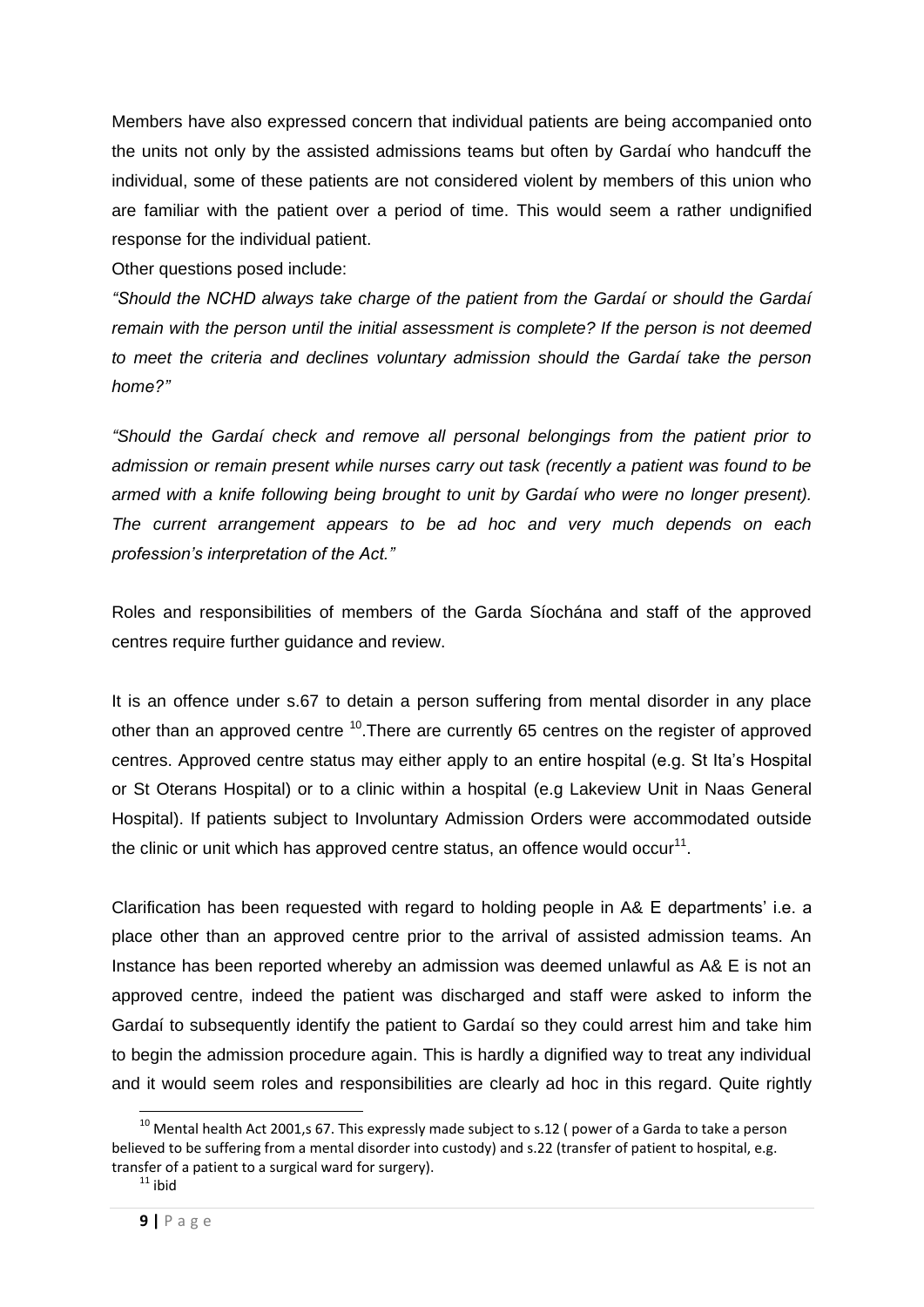Members have also expressed concern that individual patients are being accompanied onto the units not only by the assisted admissions teams but often by Gardaí who handcuff the individual, some of these patients are not considered violent by members of this union who are familiar with the patient over a period of time. This would seem a rather undignified response for the individual patient.

Other questions posed include:

*"Should the NCHD always take charge of the patient from the Gardaí or should the Gardaí remain with the person until the initial assessment is complete? If the person is not deemed to meet the criteria and declines voluntary admission should the Gardaí take the person home?"*

*"Should the Gardaí check and remove all personal belongings from the patient prior to admission or remain present while nurses carry out task (recently a patient was found to be armed with a knife following being brought to unit by Gardaí who were no longer present). The current arrangement appears to be ad hoc and very much depends on each profession's interpretation of the Act."*

Roles and responsibilities of members of the Garda Síochána and staff of the approved centres require further guidance and review.

It is an offence under s.67 to detain a person suffering from mental disorder in any place other than an approved centre [10].There are currently 65 centres on the register of approved centres. Approved centre status may either apply to an entire hospital (e.g. St Ita's Hospital or St Oterans Hospital) or to a clinic within a hospital (e.g Lakeview Unit in Naas General Hospital). If patients subject to Involuntary Admission Orders were accommodated outside the clinic or unit which has approved centre status, an offence would occur[11].

Clarification has been requested with regard to holding people in A& E departments' i.e. a place other than an approved centre prior to the arrival of assisted admission teams. An Instance has been reported whereby an admission was deemed unlawful as A& E is not an approved centre, indeed the patient was discharged and staff were asked to inform the Gardaí to subsequently identify the patient to Gardaí so they could arrest him and take him to begin the admission procedure again. This is hardly a dignified way to treat any individual and it would seem roles and responsibilities are clearly ad hoc in this regard. Quite rightly

[10] Mental health Act 2001,s 67. This expressly made subject to s.12 ( power of a Garda to take a person believed to be suffering from a mental disorder into custody) and s.22 (transfer of patient to hospital, e.g. transfer of a patient to a surgical ward for surgery).

[11] ibid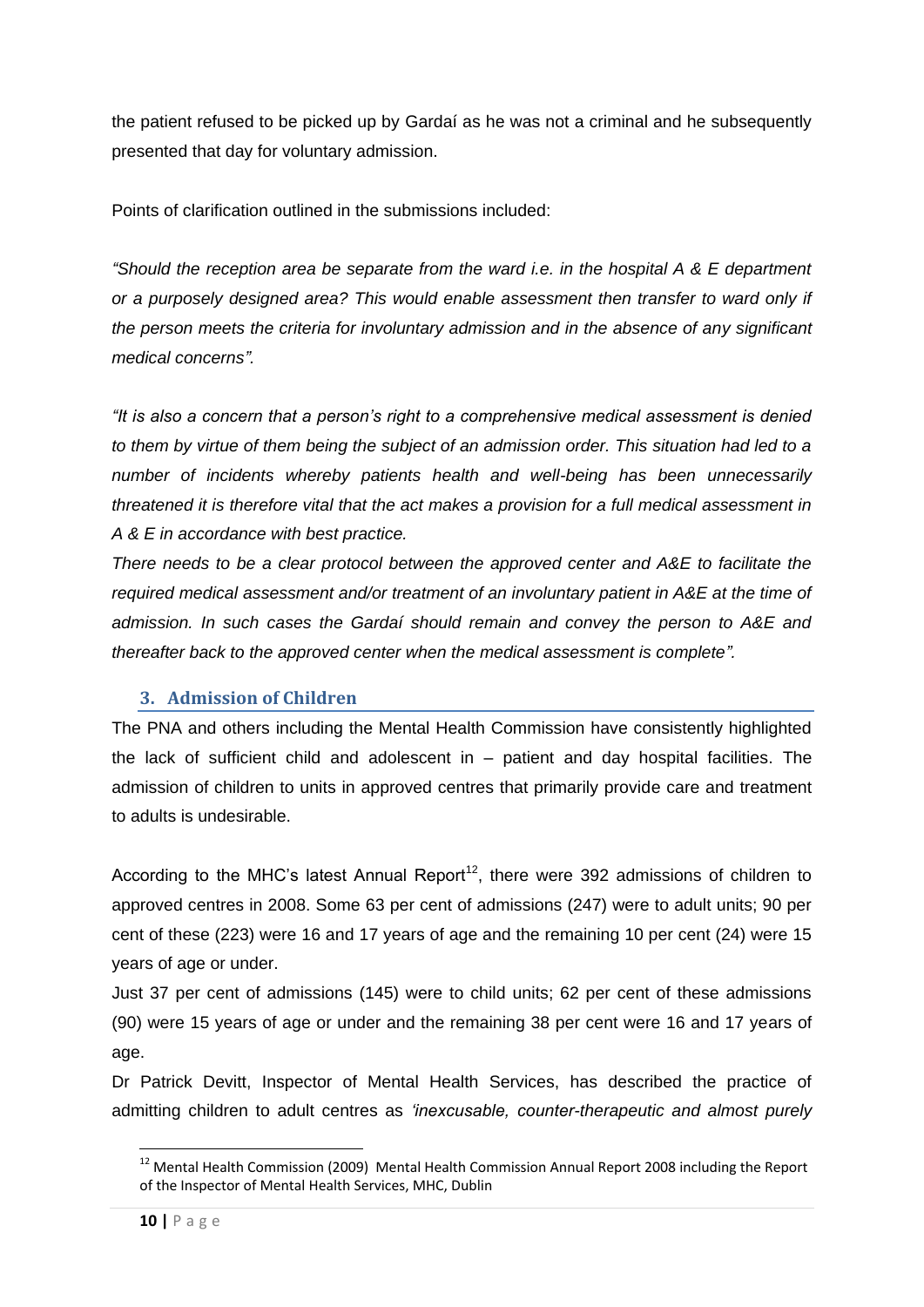the patient refused to be picked up by Gardaí as he was not a criminal and he subsequently presented that day for voluntary admission.

Points of clarification outlined in the submissions included:

*"Should the reception area be separate from the ward i.e. in the hospital A & E department or a purposely designed area? This would enable assessment then transfer to ward only if the person meets the criteria for involuntary admission and in the absence of any significant medical concerns".*

*"It is also a concern that a person's right to a comprehensive medical assessment is denied to them by virtue of them being the subject of an admission order. This situation had led to a number of incidents whereby patients health and well-being has been unnecessarily threatened it is therefore vital that the act makes a provision for a full medical assessment in A & E in accordance with best practice.*
*There needs to be a clear protocol between the approved center and A&E to facilitate the required medical assessment and/or treatment of an involuntary patient in A&E at the time of admission. In such cases the Gardaí should remain and convey the person to A&E and thereafter back to the approved center when the medical assessment is complete".*

## 3. Admission of Children

The PNA and others including the Mental Health Commission have consistently highlighted the lack of sufficient child and adolescent in – patient and day hospital facilities. The admission of children to units in approved centres that primarily provide care and treatment to adults is undesirable.

According to the MHC's latest Annual Report[12], there were 392 admissions of children to approved centres in 2008. Some 63 per cent of admissions (247) were to adult units; 90 per cent of these (223) were 16 and 17 years of age and the remaining 10 per cent (24) were 15 years of age or under.

Just 37 per cent of admissions (145) were to child units; 62 per cent of these admissions (90) were 15 years of age or under and the remaining 38 per cent were 16 and 17 years of age.

Dr Patrick Devitt, Inspector of Mental Health Services, has described the practice of admitting children to adult centres as *'inexcusable, counter-therapeutic and almost purely*

[12] Mental Health Commission (2009) Mental Health Commission Annual Report 2008 including the Report of the Inspector of Mental Health Services, MHC, Dublin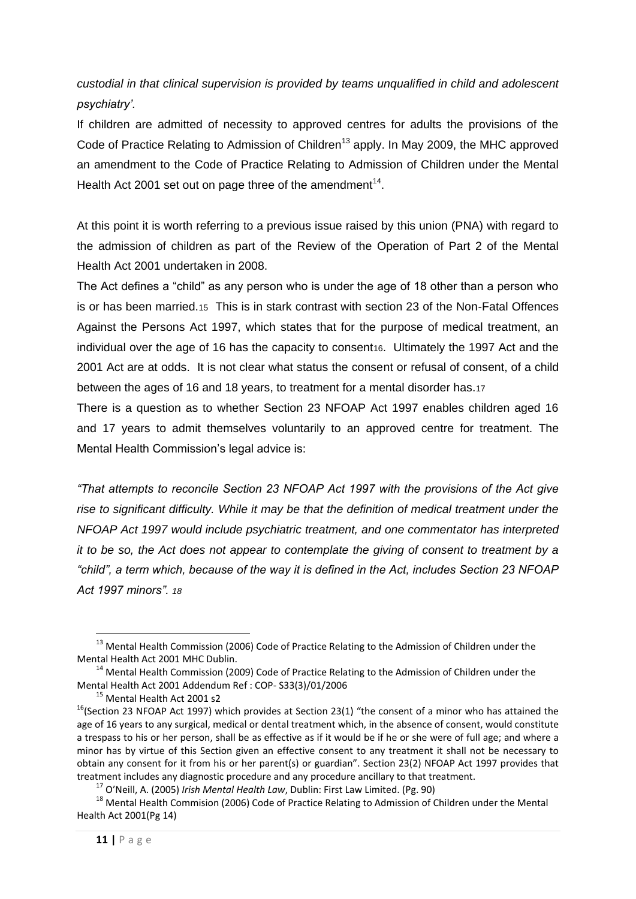*custodial in that clinical supervision is provided by teams unqualified in child and adolescent psychiatry'.*

If children are admitted of necessity to approved centres for adults the provisions of the Code of Practice Relating to Admission of Children[13] apply. In May 2009, the MHC approved an amendment to the Code of Practice Relating to Admission of Children under the Mental Health Act 2001 set out on page three of the amendment[14].

At this point it is worth referring to a previous issue raised by this union (PNA) with regard to the admission of children as part of the Review of the Operation of Part 2 of the Mental Health Act 2001 undertaken in 2008.

The Act defines a "child" as any person who is under the age of 18 other than a person who is or has been married.[15] This is in stark contrast with section 23 of the Non-Fatal Offences Against the Persons Act 1997, which states that for the purpose of medical treatment, an individual over the age of 16 has the capacity to consent[16]. Ultimately the 1997 Act and the 2001 Act are at odds. It is not clear what status the consent or refusal of consent, of a child between the ages of 16 and 18 years, to treatment for a mental disorder has.[17]

There is a question as to whether Section 23 NFOAP Act 1997 enables children aged 16 and 17 years to admit themselves voluntarily to an approved centre for treatment. The Mental Health Commission's legal advice is:

*"That attempts to reconcile Section 23 NFOAP Act 1997 with the provisions of the Act give rise to significant difficulty. While it may be that the definition of medical treatment under the NFOAP Act 1997 would include psychiatric treatment, and one commentator has interpreted it to be so, the Act does not appear to contemplate the giving of consent to treatment by a "child", a term which, because of the way it is defined in the Act, includes Section 23 NFOAP Act 1997 minors".* [18]

---

[13] Mental Health Commission (2006) Code of Practice Relating to the Admission of Children under the Mental Health Act 2001 MHC Dublin.

[14] Mental Health Commission (2009) Code of Practice Relating to the Admission of Children under the Mental Health Act 2001 Addendum Ref : COP- S33(3)/01/2006

[15] Mental Health Act 2001 s2

[16](Section 23 NFOAP Act 1997) which provides at Section 23(1) "the consent of a minor who has attained the age of 16 years to any surgical, medical or dental treatment which, in the absence of consent, would constitute a trespass to his or her person, shall be as effective as if it would be if he or she were of full age; and where a minor has by virtue of this Section given an effective consent to any treatment it shall not be necessary to obtain any consent for it from his or her parent(s) or guardian". Section 23(2) NFOAP Act 1997 provides that treatment includes any diagnostic procedure and any procedure ancillary to that treatment.

[17] O'Neill, A. (2005) *Irish Mental Health Law*, Dublin: First Law Limited. (Pg. 90)

[18] Mental Health Commision (2006) Code of Practice Relating to Admission of Children under the Mental Health Act 2001(Pg 14)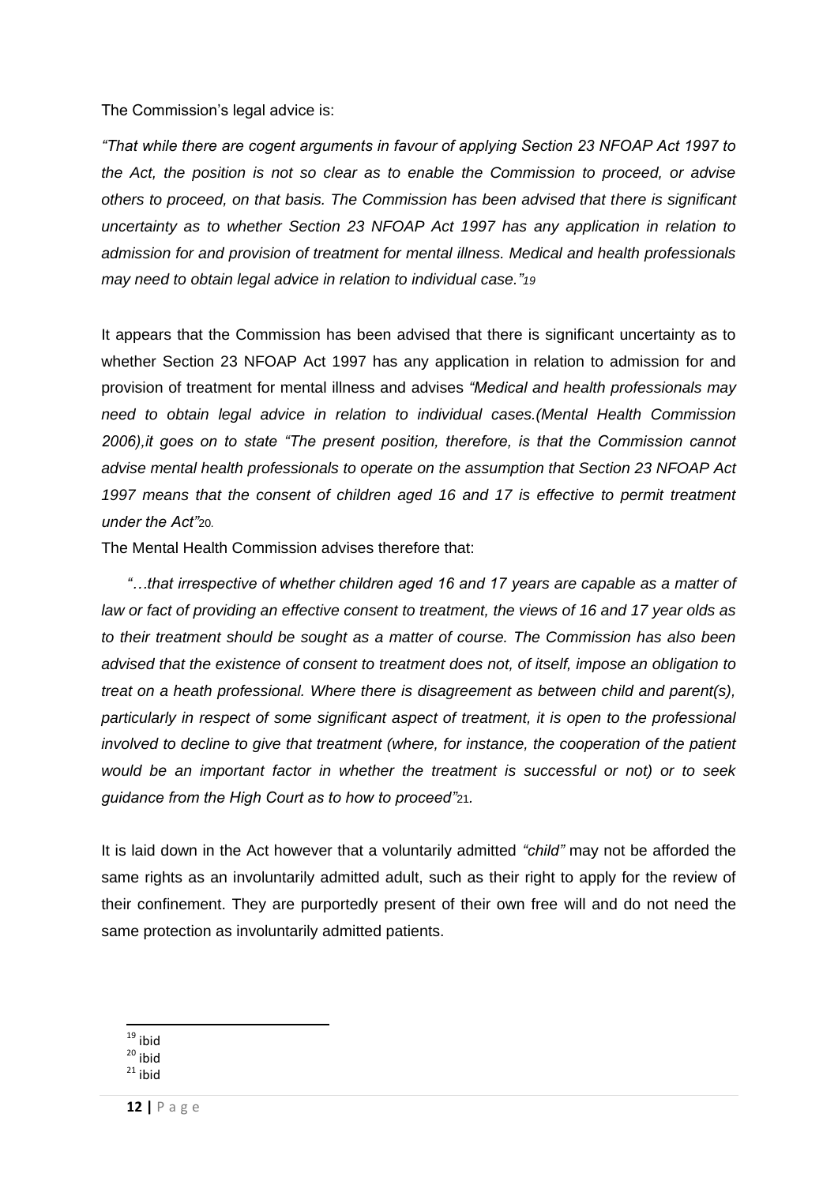The Commission's legal advice is:

*"That while there are cogent arguments in favour of applying Section 23 NFOAP Act 1997 to the Act, the position is not so clear as to enable the Commission to proceed, or advise others to proceed, on that basis. The Commission has been advised that there is significant uncertainty as to whether Section 23 NFOAP Act 1997 has any application in relation to admission for and provision of treatment for mental illness. Medical and health professionals may need to obtain legal advice in relation to individual case."[19]*

It appears that the Commission has been advised that there is significant uncertainty as to whether Section 23 NFOAP Act 1997 has any application in relation to admission for and provision of treatment for mental illness and advises *"Medical and health professionals may need to obtain legal advice in relation to individual cases.(Mental Health Commission 2006),it goes on to state "The present position, therefore, is that the Commission cannot advise mental health professionals to operate on the assumption that Section 23 NFOAP Act 1997 means that the consent of children aged 16 and 17 is effective to permit treatment under the Act"[20].*

The Mental Health Commission advises therefore that:

*"…that irrespective of whether children aged 16 and 17 years are capable as a matter of law or fact of providing an effective consent to treatment, the views of 16 and 17 year olds as to their treatment should be sought as a matter of course. The Commission has also been advised that the existence of consent to treatment does not, of itself, impose an obligation to treat on a heath professional. Where there is disagreement as between child and parent(s), particularly in respect of some significant aspect of treatment, it is open to the professional involved to decline to give that treatment (where, for instance, the cooperation of the patient would be an important factor in whether the treatment is successful or not) or to seek guidance from the High Court as to how to proceed"[21].*

It is laid down in the Act however that a voluntarily admitted *"child"* may not be afforded the same rights as an involuntarily admitted adult, such as their right to apply for the review of their confinement. They are purportedly present of their own free will and do not need the same protection as involuntarily admitted patients.

---

[19] ibid
[20] ibid
[21] ibid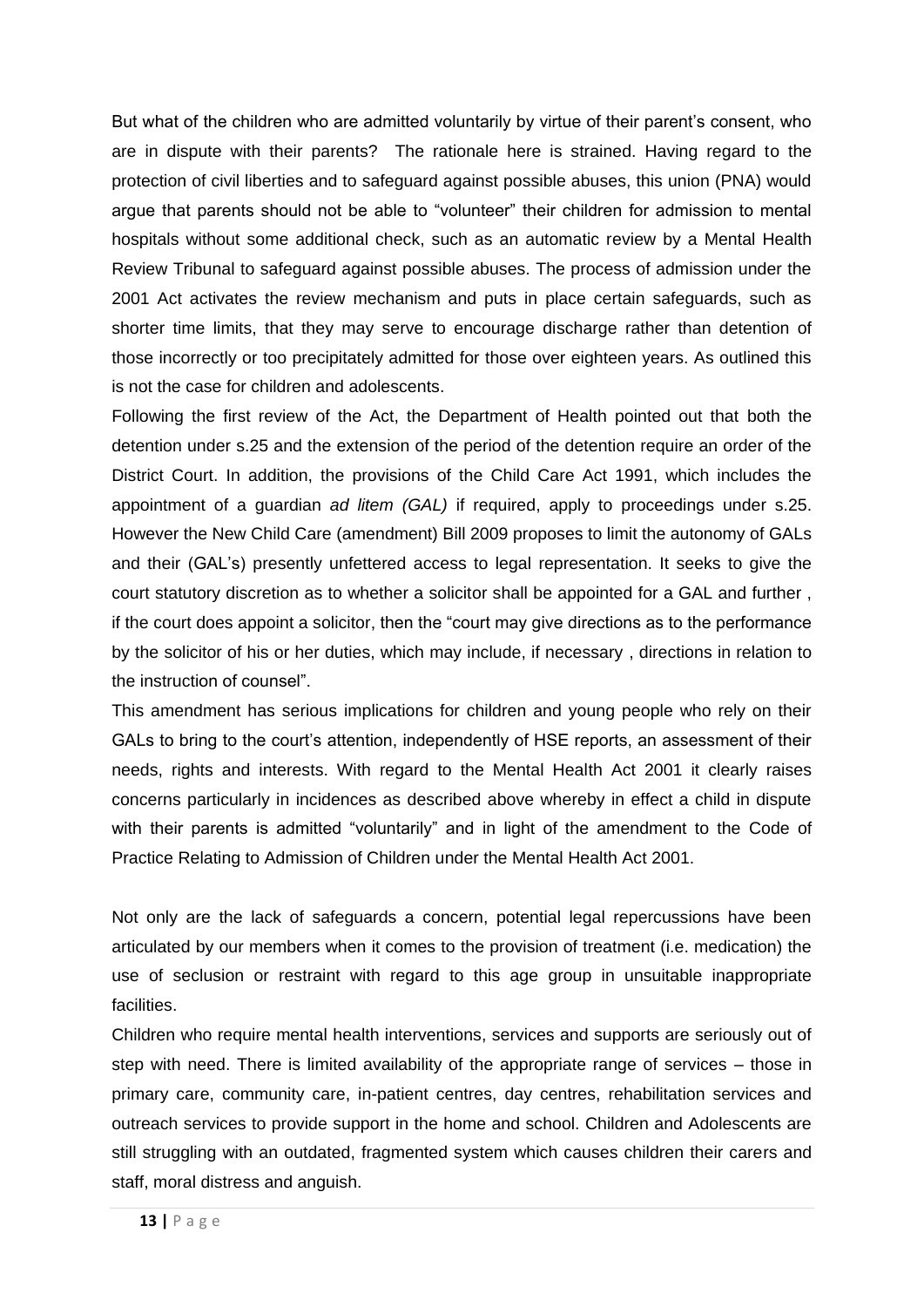But what of the children who are admitted voluntarily by virtue of their parent's consent, who are in dispute with their parents? The rationale here is strained. Having regard to the protection of civil liberties and to safeguard against possible abuses, this union (PNA) would argue that parents should not be able to "volunteer" their children for admission to mental hospitals without some additional check, such as an automatic review by a Mental Health Review Tribunal to safeguard against possible abuses. The process of admission under the 2001 Act activates the review mechanism and puts in place certain safeguards, such as shorter time limits, that they may serve to encourage discharge rather than detention of those incorrectly or too precipitately admitted for those over eighteen years. As outlined this is not the case for children and adolescents.

Following the first review of the Act, the Department of Health pointed out that both the detention under s.25 and the extension of the period of the detention require an order of the District Court. In addition, the provisions of the Child Care Act 1991, which includes the appointment of a guardian *ad litem (GAL)* if required, apply to proceedings under s.25. However the New Child Care (amendment) Bill 2009 proposes to limit the autonomy of GALs and their (GAL's) presently unfettered access to legal representation. It seeks to give the court statutory discretion as to whether a solicitor shall be appointed for a GAL and further , if the court does appoint a solicitor, then the "court may give directions as to the performance by the solicitor of his or her duties, which may include, if necessary , directions in relation to the instruction of counsel".

This amendment has serious implications for children and young people who rely on their GALs to bring to the court's attention, independently of HSE reports, an assessment of their needs, rights and interests. With regard to the Mental Health Act 2001 it clearly raises concerns particularly in incidences as described above whereby in effect a child in dispute with their parents is admitted "voluntarily" and in light of the amendment to the Code of Practice Relating to Admission of Children under the Mental Health Act 2001.

Not only are the lack of safeguards a concern, potential legal repercussions have been articulated by our members when it comes to the provision of treatment (i.e. medication) the use of seclusion or restraint with regard to this age group in unsuitable inappropriate facilities.

Children who require mental health interventions, services and supports are seriously out of step with need. There is limited availability of the appropriate range of services – those in primary care, community care, in-patient centres, day centres, rehabilitation services and outreach services to provide support in the home and school. Children and Adolescents are still struggling with an outdated, fragmented system which causes children their carers and staff, moral distress and anguish.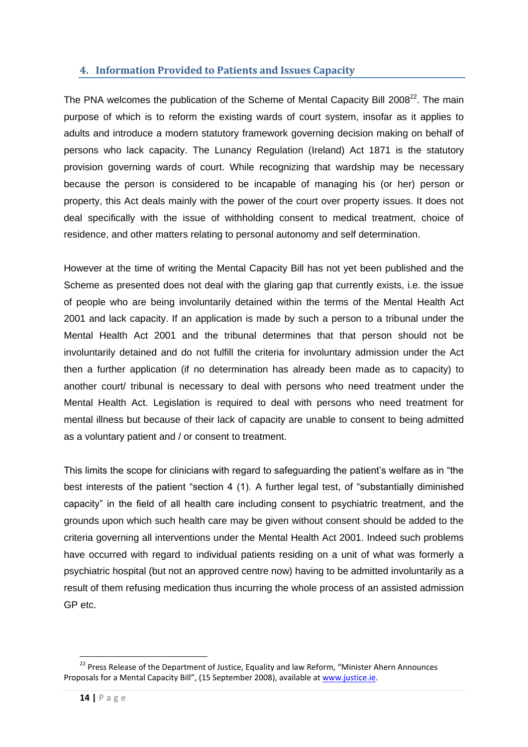## 4. Information Provided to Patients and Issues Capacity

The PNA welcomes the publication of the Scheme of Mental Capacity Bill 2008[22]. The main purpose of which is to reform the existing wards of court system, insofar as it applies to adults and introduce a modern statutory framework governing decision making on behalf of persons who lack capacity. The Lunancy Regulation (Ireland) Act 1871 is the statutory provision governing wards of court. While recognizing that wardship may be necessary because the person is considered to be incapable of managing his (or her) person or property, this Act deals mainly with the power of the court over property issues. It does not deal specifically with the issue of withholding consent to medical treatment, choice of residence, and other matters relating to personal autonomy and self determination.

However at the time of writing the Mental Capacity Bill has not yet been published and the Scheme as presented does not deal with the glaring gap that currently exists, i.e. the issue of people who are being involuntarily detained within the terms of the Mental Health Act 2001 and lack capacity. If an application is made by such a person to a tribunal under the Mental Health Act 2001 and the tribunal determines that that person should not be involuntarily detained and do not fulfill the criteria for involuntary admission under the Act then a further application (if no determination has already been made as to capacity) to another court/ tribunal is necessary to deal with persons who need treatment under the Mental Health Act. Legislation is required to deal with persons who need treatment for mental illness but because of their lack of capacity are unable to consent to being admitted as a voluntary patient and / or consent to treatment.

This limits the scope for clinicians with regard to safeguarding the patient's welfare as in "the best interests of the patient "section 4 (1). A further legal test, of "substantially diminished capacity" in the field of all health care including consent to psychiatric treatment, and the grounds upon which such health care may be given without consent should be added to the criteria governing all interventions under the Mental Health Act 2001. Indeed such problems have occurred with regard to individual patients residing on a unit of what was formerly a psychiatric hospital (but not an approved centre now) having to be admitted involuntarily as a result of them refusing medication thus incurring the whole process of an assisted admission GP etc.

[22] Press Release of the Department of Justice, Equality and law Reform, "Minister Ahern Announces Proposals for a Mental Capacity Bill", (15 September 2008), available at www.justice.ie.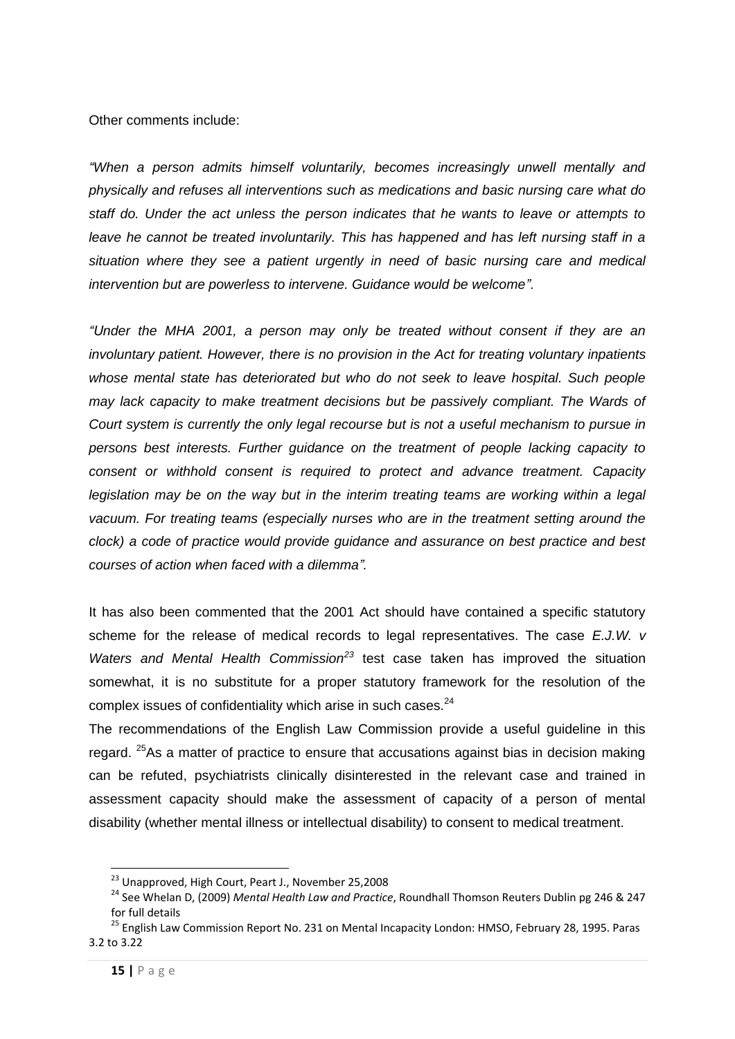Other comments include:

*"When a person admits himself voluntarily, becomes increasingly unwell mentally and physically and refuses all interventions such as medications and basic nursing care what do staff do. Under the act unless the person indicates that he wants to leave or attempts to leave he cannot be treated involuntarily. This has happened and has left nursing staff in a situation where they see a patient urgently in need of basic nursing care and medical intervention but are powerless to intervene. Guidance would be welcome".*

*"Under the MHA 2001, a person may only be treated without consent if they are an involuntary patient. However, there is no provision in the Act for treating voluntary inpatients whose mental state has deteriorated but who do not seek to leave hospital. Such people may lack capacity to make treatment decisions but be passively compliant. The Wards of Court system is currently the only legal recourse but is not a useful mechanism to pursue in persons best interests. Further guidance on the treatment of people lacking capacity to consent or withhold consent is required to protect and advance treatment. Capacity legislation may be on the way but in the interim treating teams are working within a legal vacuum. For treating teams (especially nurses who are in the treatment setting around the clock) a code of practice would provide guidance and assurance on best practice and best courses of action when faced with a dilemma".*

It has also been commented that the 2001 Act should have contained a specific statutory scheme for the release of medical records to legal representatives. The case *E.J.W. v Waters and Mental Health Commission*[23] test case taken has improved the situation somewhat, it is no substitute for a proper statutory framework for the resolution of the complex issues of confidentiality which arise in such cases.[24]

The recommendations of the English Law Commission provide a useful guideline in this regard. [25]As a matter of practice to ensure that accusations against bias in decision making can be refuted, psychiatrists clinically disinterested in the relevant case and trained in assessment capacity should make the assessment of capacity of a person of mental disability (whether mental illness or intellectual disability) to consent to medical treatment.

[23] Unapproved, High Court, Peart J., November 25,2008

[24] See Whelan D, (2009) *Mental Health Law and Practice*, Roundhall Thomson Reuters Dublin pg 246 & 247 for full details

[25] English Law Commission Report No. 231 on Mental Incapacity London: HMSO, February 28, 1995. Paras 3.2 to 3.22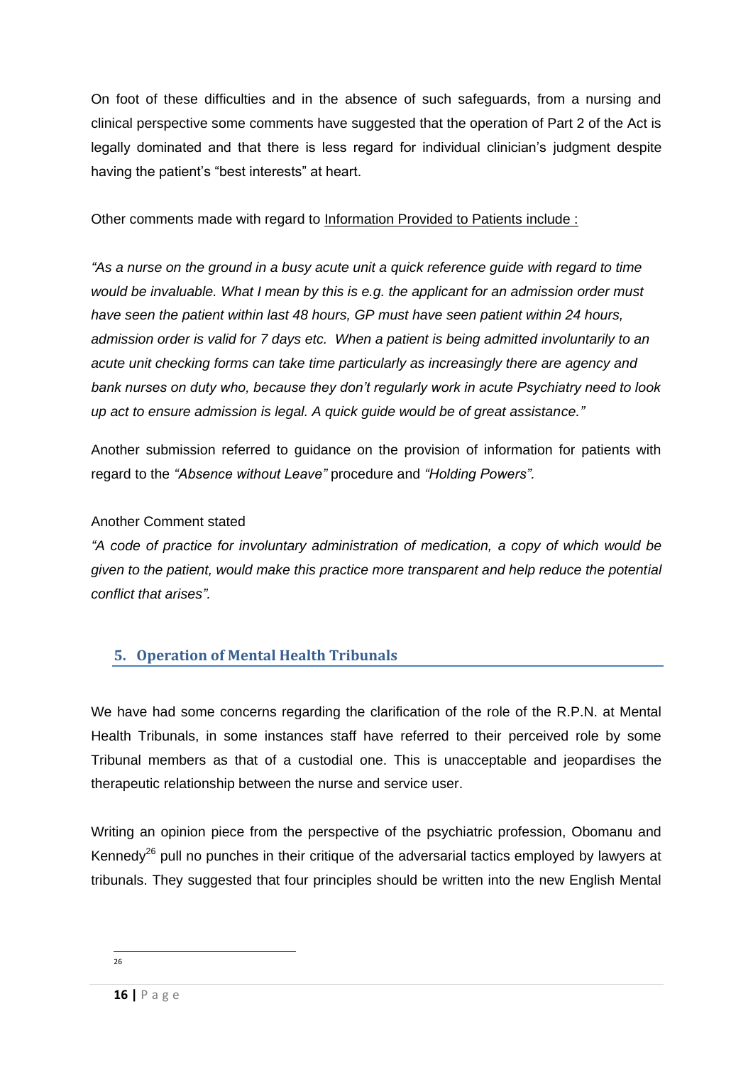On foot of these difficulties and in the absence of such safeguards, from a nursing and clinical perspective some comments have suggested that the operation of Part 2 of the Act is legally dominated and that there is less regard for individual clinician's judgment despite having the patient's "best interests" at heart.

Other comments made with regard to Information Provided to Patients include :

*"As a nurse on the ground in a busy acute unit a quick reference guide with regard to time would be invaluable. What I mean by this is e.g. the applicant for an admission order must have seen the patient within last 48 hours, GP must have seen patient within 24 hours, admission order is valid for 7 days etc. When a patient is being admitted involuntarily to an acute unit checking forms can take time particularly as increasingly there are agency and bank nurses on duty who, because they don't regularly work in acute Psychiatry need to look up act to ensure admission is legal. A quick guide would be of great assistance."*

Another submission referred to guidance on the provision of information for patients with regard to the *"Absence without Leave"* procedure and *"Holding Powers".*

Another Comment stated

*"A code of practice for involuntary administration of medication, a copy of which would be given to the patient, would make this practice more transparent and help reduce the potential conflict that arises".*

## 5. Operation of Mental Health Tribunals

We have had some concerns regarding the clarification of the role of the R.P.N. at Mental Health Tribunals, in some instances staff have referred to their perceived role by some Tribunal members as that of a custodial one. This is unacceptable and jeopardises the therapeutic relationship between the nurse and service user.

Writing an opinion piece from the perspective of the psychiatric profession, Obomanu and Kennedy[26] pull no punches in their critique of the adversarial tactics employed by lawyers at tribunals. They suggested that four principles should be written into the new English Mental

[26]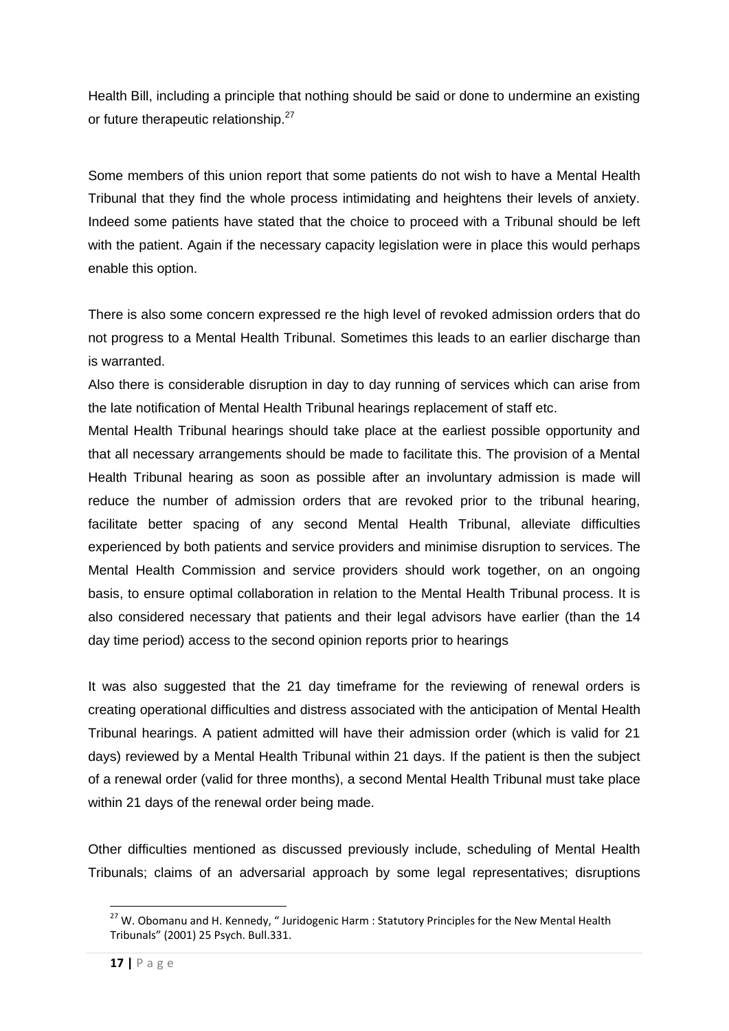Health Bill, including a principle that nothing should be said or done to undermine an existing or future therapeutic relationship.[27]

Some members of this union report that some patients do not wish to have a Mental Health Tribunal that they find the whole process intimidating and heightens their levels of anxiety. Indeed some patients have stated that the choice to proceed with a Tribunal should be left with the patient. Again if the necessary capacity legislation were in place this would perhaps enable this option.

There is also some concern expressed re the high level of revoked admission orders that do not progress to a Mental Health Tribunal. Sometimes this leads to an earlier discharge than is warranted.

Also there is considerable disruption in day to day running of services which can arise from the late notification of Mental Health Tribunal hearings replacement of staff etc.

Mental Health Tribunal hearings should take place at the earliest possible opportunity and that all necessary arrangements should be made to facilitate this. The provision of a Mental Health Tribunal hearing as soon as possible after an involuntary admission is made will reduce the number of admission orders that are revoked prior to the tribunal hearing, facilitate better spacing of any second Mental Health Tribunal, alleviate difficulties experienced by both patients and service providers and minimise disruption to services. The Mental Health Commission and service providers should work together, on an ongoing basis, to ensure optimal collaboration in relation to the Mental Health Tribunal process. It is also considered necessary that patients and their legal advisors have earlier (than the 14 day time period) access to the second opinion reports prior to hearings

It was also suggested that the 21 day timeframe for the reviewing of renewal orders is creating operational difficulties and distress associated with the anticipation of Mental Health Tribunal hearings. A patient admitted will have their admission order (which is valid for 21 days) reviewed by a Mental Health Tribunal within 21 days. If the patient is then the subject of a renewal order (valid for three months), a second Mental Health Tribunal must take place within 21 days of the renewal order being made.

Other difficulties mentioned as discussed previously include, scheduling of Mental Health Tribunals; claims of an adversarial approach by some legal representatives; disruptions

---

[27] W. Obomanu and H. Kennedy, " Juridogenic Harm : Statutory Principles for the New Mental Health Tribunals" (2001) 25 Psych. Bull.331.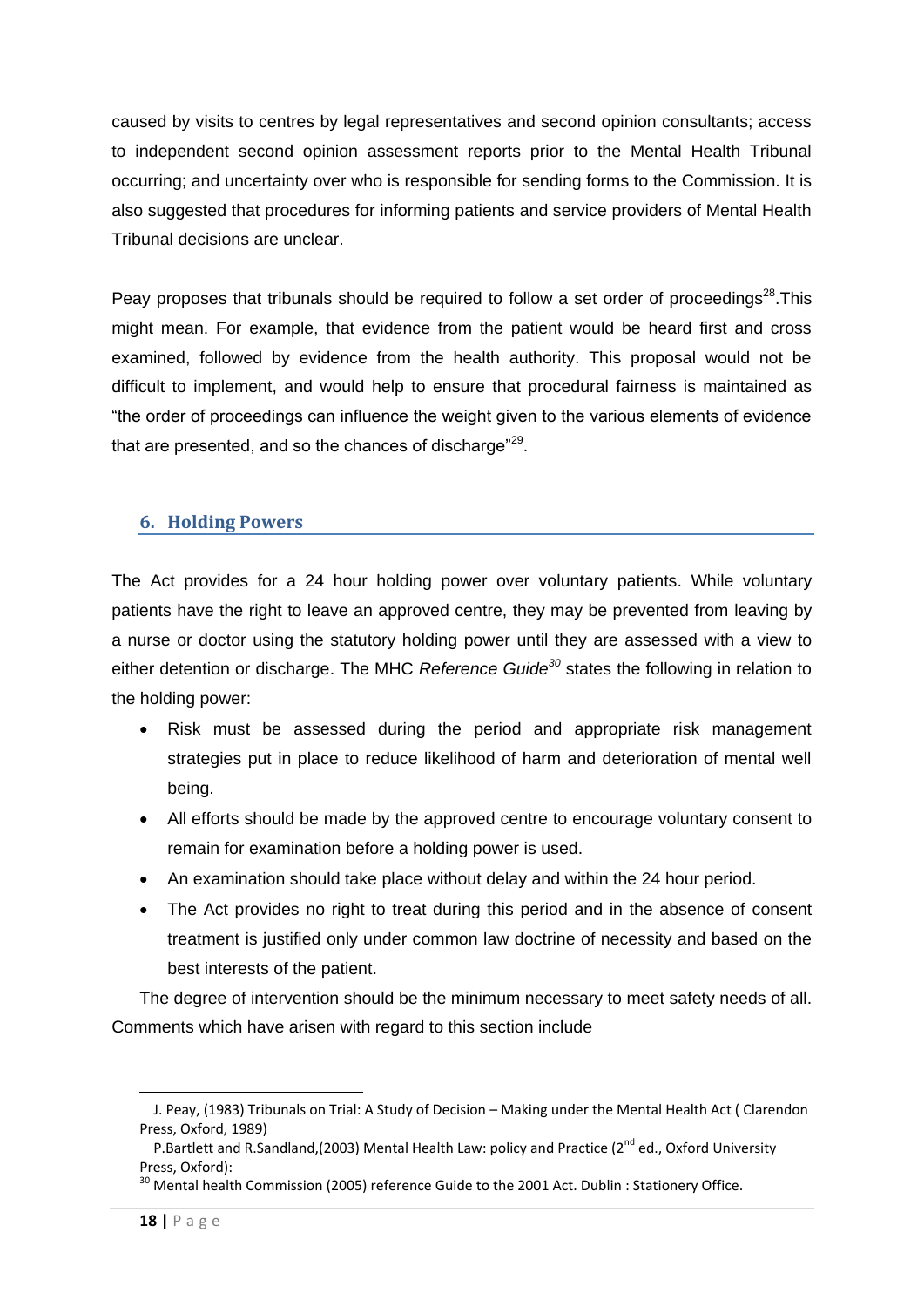caused by visits to centres by legal representatives and second opinion consultants; access to independent second opinion assessment reports prior to the Mental Health Tribunal occurring; and uncertainty over who is responsible for sending forms to the Commission. It is also suggested that procedures for informing patients and service providers of Mental Health Tribunal decisions are unclear.

Peay proposes that tribunals should be required to follow a set order of proceedings[28].This might mean. For example, that evidence from the patient would be heard first and cross examined, followed by evidence from the health authority. This proposal would not be difficult to implement, and would help to ensure that procedural fairness is maintained as "the order of proceedings can influence the weight given to the various elements of evidence that are presented, and so the chances of discharge"[29].

## 6. Holding Powers

The Act provides for a 24 hour holding power over voluntary patients. While voluntary patients have the right to leave an approved centre, they may be prevented from leaving by a nurse or doctor using the statutory holding power until they are assessed with a view to either detention or discharge. The MHC *Reference Guide*[30] states the following in relation to the holding power:

- Risk must be assessed during the period and appropriate risk management strategies put in place to reduce likelihood of harm and deterioration of mental well being.
- All efforts should be made by the approved centre to encourage voluntary consent to remain for examination before a holding power is used.
- An examination should take place without delay and within the 24 hour period.
- The Act provides no right to treat during this period and in the absence of consent treatment is justified only under common law doctrine of necessity and based on the best interests of the patient.

The degree of intervention should be the minimum necessary to meet safety needs of all. Comments which have arisen with regard to this section include

---

J. Peay, (1983) Tribunals on Trial: A Study of Decision – Making under the Mental Health Act ( Clarendon Press, Oxford, 1989)

P.Bartlett and R.Sandland,(2003) Mental Health Law: policy and Practice (2nd ed., Oxford University Press, Oxford):

[30] Mental health Commission (2005) reference Guide to the 2001 Act. Dublin : Stationery Office.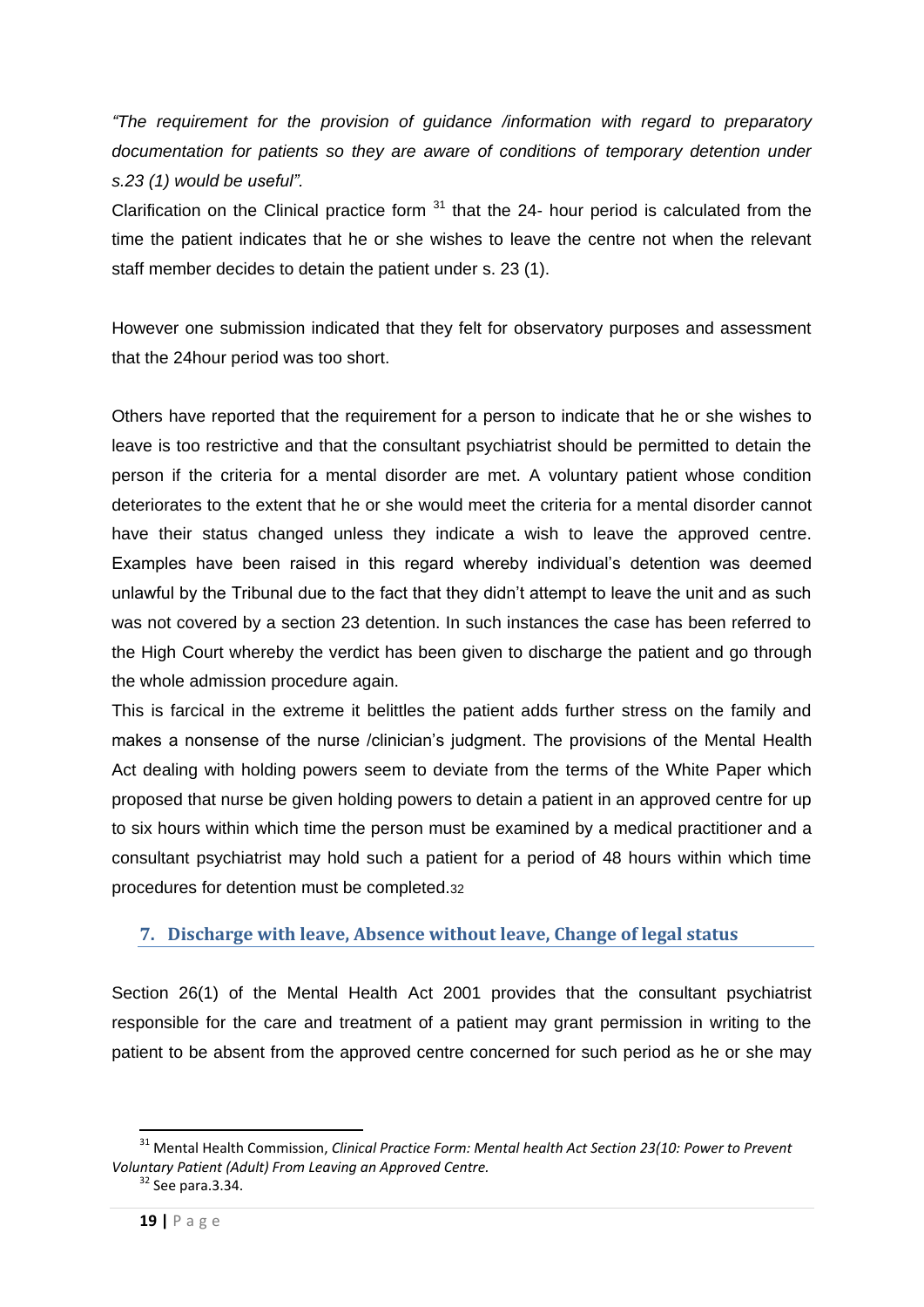*"The requirement for the provision of guidance /information with regard to preparatory documentation for patients so they are aware of conditions of temporary detention under s.23 (1) would be useful".*

Clarification on the Clinical practice form [31] that the 24- hour period is calculated from the time the patient indicates that he or she wishes to leave the centre not when the relevant staff member decides to detain the patient under s. 23 (1).

However one submission indicated that they felt for observatory purposes and assessment that the 24hour period was too short.

Others have reported that the requirement for a person to indicate that he or she wishes to leave is too restrictive and that the consultant psychiatrist should be permitted to detain the person if the criteria for a mental disorder are met. A voluntary patient whose condition deteriorates to the extent that he or she would meet the criteria for a mental disorder cannot have their status changed unless they indicate a wish to leave the approved centre. Examples have been raised in this regard whereby individual's detention was deemed unlawful by the Tribunal due to the fact that they didn't attempt to leave the unit and as such was not covered by a section 23 detention. In such instances the case has been referred to the High Court whereby the verdict has been given to discharge the patient and go through the whole admission procedure again.

This is farcical in the extreme it belittles the patient adds further stress on the family and makes a nonsense of the nurse /clinician's judgment. The provisions of the Mental Health Act dealing with holding powers seem to deviate from the terms of the White Paper which proposed that nurse be given holding powers to detain a patient in an approved centre for up to six hours within which time the person must be examined by a medical practitioner and a consultant psychiatrist may hold such a patient for a period of 48 hours within which time procedures for detention must be completed.[32]

## 7. Discharge with leave, Absence without leave, Change of legal status

Section 26(1) of the Mental Health Act 2001 provides that the consultant psychiatrist responsible for the care and treatment of a patient may grant permission in writing to the patient to be absent from the approved centre concerned for such period as he or she may

---

[31] Mental Health Commission, *Clinical Practice Form: Mental health Act Section 23(10: Power to Prevent Voluntary Patient (Adult) From Leaving an Approved Centre.*

[32] See para.3.34.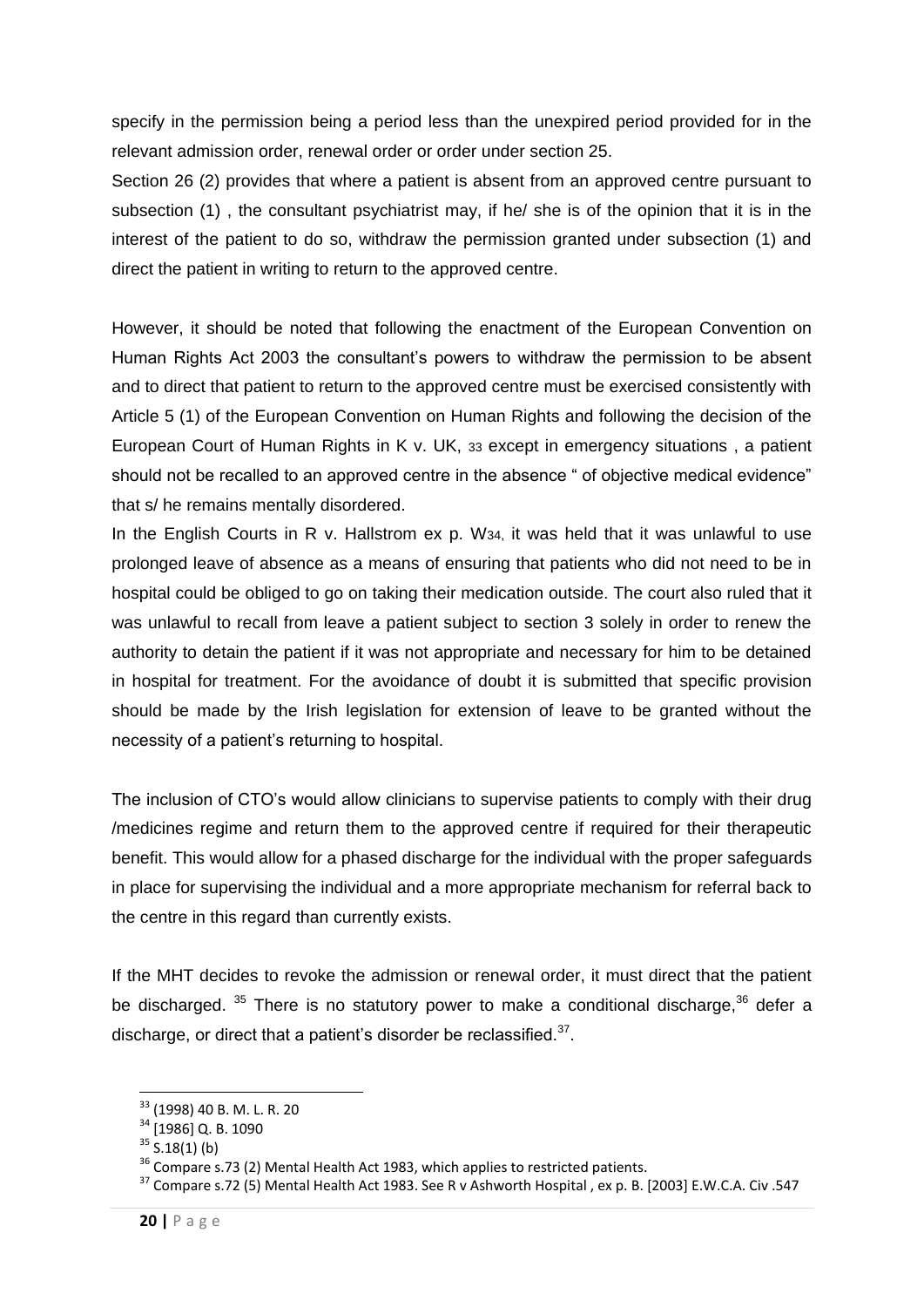specify in the permission being a period less than the unexpired period provided for in the relevant admission order, renewal order or order under section 25.

Section 26 (2) provides that where a patient is absent from an approved centre pursuant to subsection (1) , the consultant psychiatrist may, if he/ she is of the opinion that it is in the interest of the patient to do so, withdraw the permission granted under subsection (1) and direct the patient in writing to return to the approved centre.

However, it should be noted that following the enactment of the European Convention on Human Rights Act 2003 the consultant's powers to withdraw the permission to be absent and to direct that patient to return to the approved centre must be exercised consistently with Article 5 (1) of the European Convention on Human Rights and following the decision of the European Court of Human Rights in K v. UK, [33] except in emergency situations , a patient should not be recalled to an approved centre in the absence " of objective medical evidence" that s/ he remains mentally disordered.

In the English Courts in R v. Hallstrom ex p. W[34], it was held that it was unlawful to use prolonged leave of absence as a means of ensuring that patients who did not need to be in hospital could be obliged to go on taking their medication outside. The court also ruled that it was unlawful to recall from leave a patient subject to section 3 solely in order to renew the authority to detain the patient if it was not appropriate and necessary for him to be detained in hospital for treatment. For the avoidance of doubt it is submitted that specific provision should be made by the Irish legislation for extension of leave to be granted without the necessity of a patient's returning to hospital.

The inclusion of CTO's would allow clinicians to supervise patients to comply with their drug /medicines regime and return them to the approved centre if required for their therapeutic benefit. This would allow for a phased discharge for the individual with the proper safeguards in place for supervising the individual and a more appropriate mechanism for referral back to the centre in this regard than currently exists.

If the MHT decides to revoke the admission or renewal order, it must direct that the patient be discharged. [35] There is no statutory power to make a conditional discharge,[36] defer a discharge, or direct that a patient's disorder be reclassified.[37].

---

[33] (1998) 40 B. M. L. R. 20

[34] [1986] Q. B. 1090

[35] S.18(1) (b)

[36] Compare s.73 (2) Mental Health Act 1983, which applies to restricted patients.

[37] Compare s.72 (5) Mental Health Act 1983. See R v Ashworth Hospital , ex p. B. [2003] E.W.C.A. Civ .547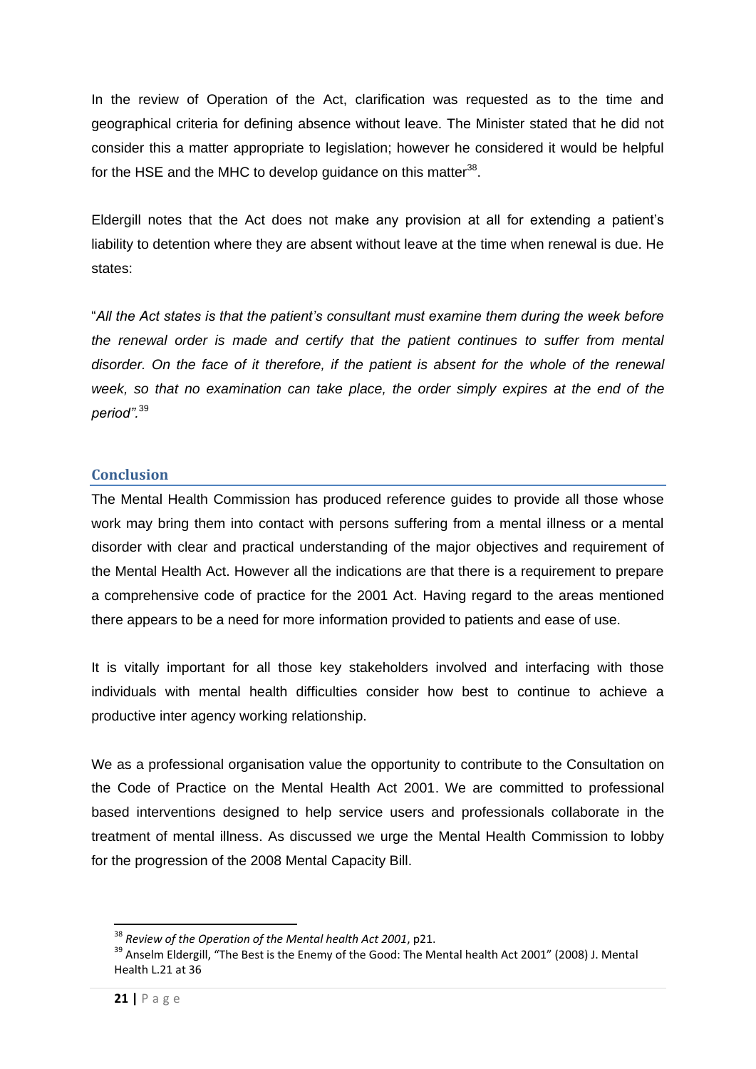In the review of Operation of the Act, clarification was requested as to the time and geographical criteria for defining absence without leave. The Minister stated that he did not consider this a matter appropriate to legislation; however he considered it would be helpful for the HSE and the MHC to develop guidance on this matter[38].

Eldergill notes that the Act does not make any provision at all for extending a patient's liability to detention where they are absent without leave at the time when renewal is due. He states:

"*All the Act states is that the patient's consultant must examine them during the week before the renewal order is made and certify that the patient continues to suffer from mental disorder. On the face of it therefore, if the patient is absent for the whole of the renewal week, so that no examination can take place, the order simply expires at the end of the period".*[39]

## Conclusion

The Mental Health Commission has produced reference guides to provide all those whose work may bring them into contact with persons suffering from a mental illness or a mental disorder with clear and practical understanding of the major objectives and requirement of the Mental Health Act. However all the indications are that there is a requirement to prepare a comprehensive code of practice for the 2001 Act. Having regard to the areas mentioned there appears to be a need for more information provided to patients and ease of use.

It is vitally important for all those key stakeholders involved and interfacing with those individuals with mental health difficulties consider how best to continue to achieve a productive inter agency working relationship.

We as a professional organisation value the opportunity to contribute to the Consultation on the Code of Practice on the Mental Health Act 2001. We are committed to professional based interventions designed to help service users and professionals collaborate in the treatment of mental illness. As discussed we urge the Mental Health Commission to lobby for the progression of the 2008 Mental Capacity Bill.

---

[38] *Review of the Operation of the Mental health Act 2001*, p21.

[39] Anselm Eldergill, "The Best is the Enemy of the Good: The Mental health Act 2001" (2008) J. Mental Health L.21 at 36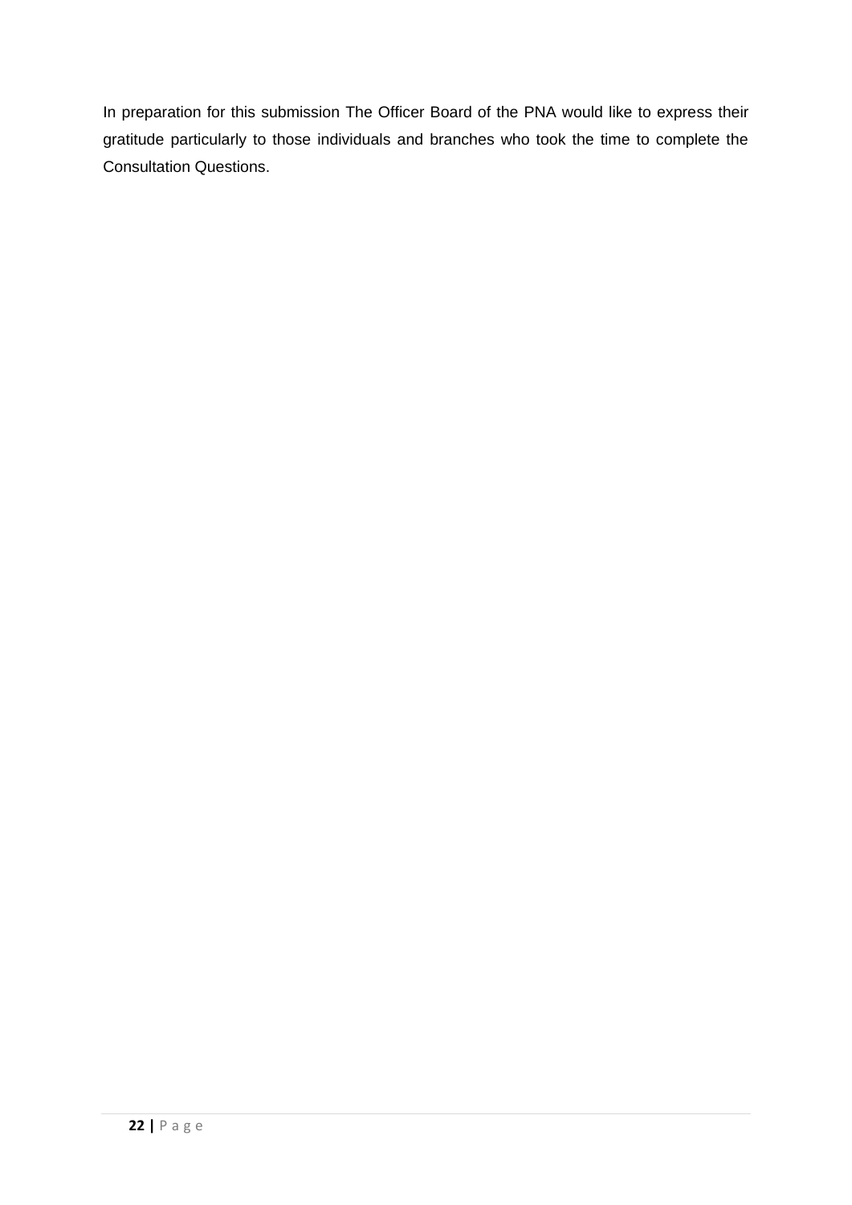In preparation for this submission The Officer Board of the PNA would like to express their gratitude particularly to those individuals and branches who took the time to complete the Consultation Questions.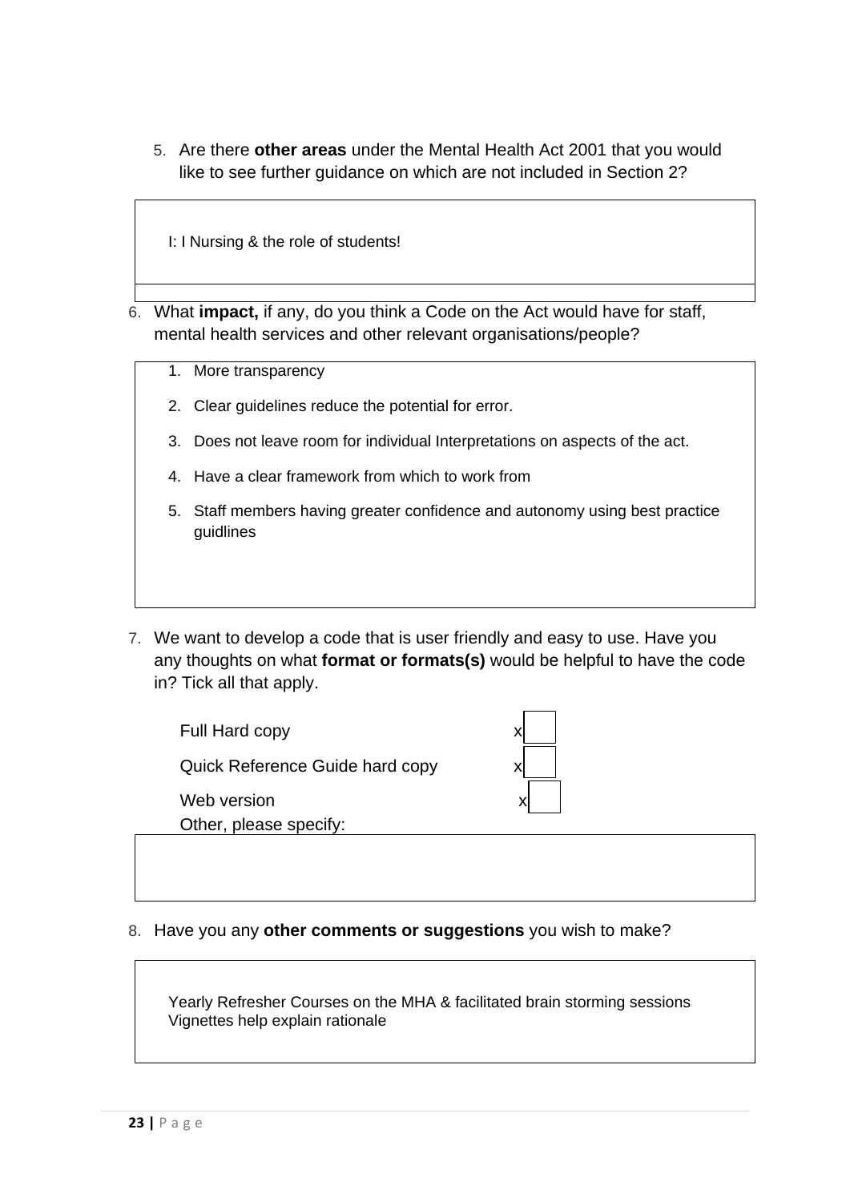5. Are there **other areas** under the Mental Health Act 2001 that you would like to see further guidance on which are not included in Section 2?

I: I Nursing & the role of students!

6. What **impact,** if any, do you think a Code on the Act would have for staff, mental health services and other relevant organisations/people?

   1. More transparency
   2. Clear guidelines reduce the potential for error.
   3. Does not leave room for individual Interpretations on aspects of the act.
   4. Have a clear framework from which to work from
   5. Staff members having greater confidence and autonomy using best practice guidlines

7. We want to develop a code that is user friendly and easy to use. Have you any thoughts on what **format or formats(s)** would be helpful to have the code in? Tick all that apply.

| | |
|---|---|
| Full Hard copy | x |
| Quick Reference Guide hard copy | x |
| Web version | x |

Other, please specify:

8. Have you any **other comments or suggestions** you wish to make?

Yearly Refresher Courses on the MHA & facilitated brain storming sessions
Vignettes help explain rationale